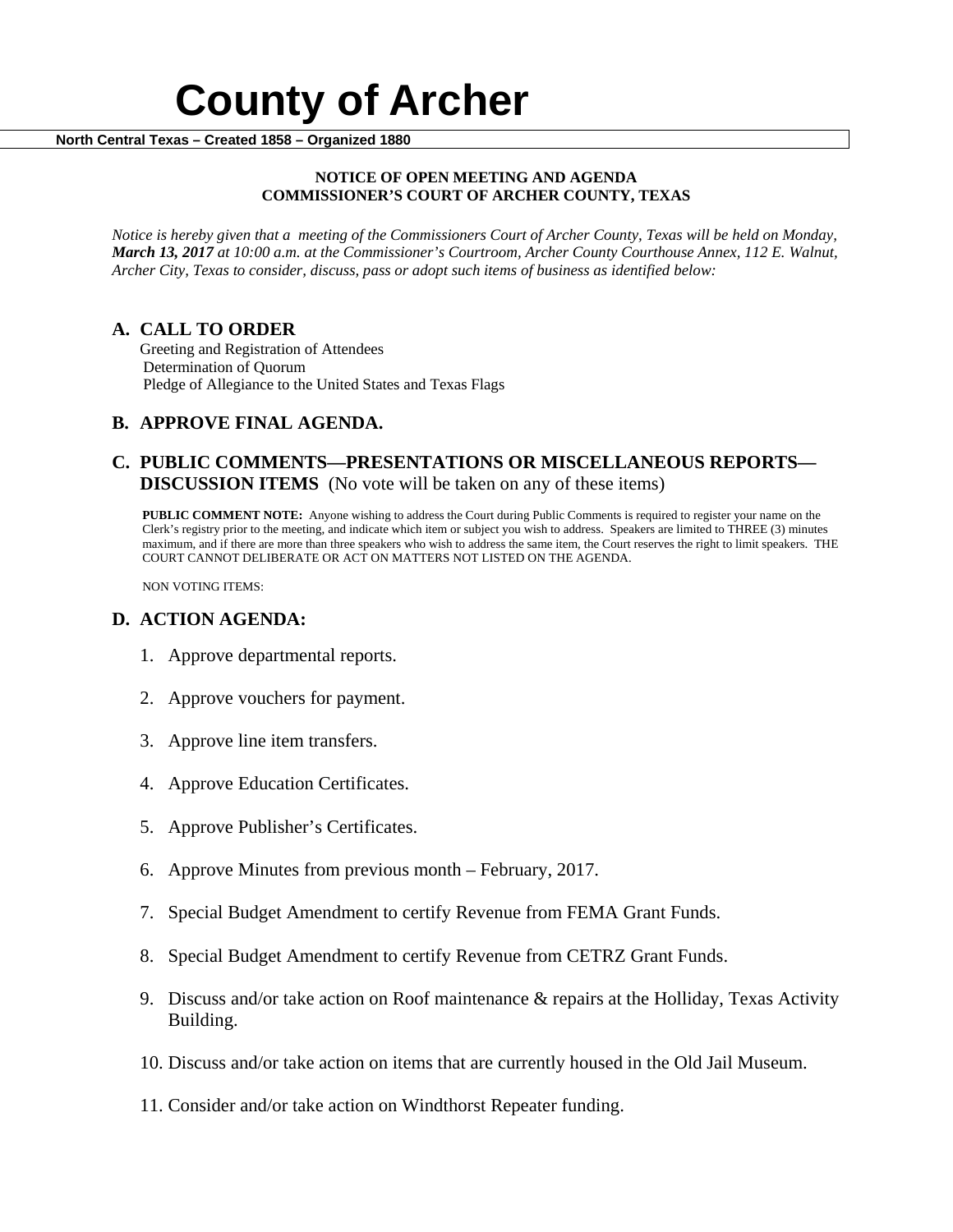# County of Archer

**North Central Texas – Created 1858 – Organized 1880**

**NOTICE OF OPEN MEETING AND AGENDA**
**COMMISSIONER'S COURT OF ARCHER COUNTY, TEXAS**

*Notice is hereby given that a meeting of the Commissioners Court of Archer County, Texas will be held on Monday, **March 13, 2017** at 10:00 a.m. at the Commissioner's Courtroom, Archer County Courthouse Annex, 112 E. Walnut, Archer City, Texas to consider, discuss, pass or adopt such items of business as identified below:*

## A. CALL TO ORDER

Greeting and Registration of Attendees
Determination of Quorum
Pledge of Allegiance to the United States and Texas Flags

## B. APPROVE FINAL AGENDA.

## C. PUBLIC COMMENTS—PRESENTATIONS OR MISCELLANEOUS REPORTS—DISCUSSION ITEMS (No vote will be taken on any of these items)

**PUBLIC COMMENT NOTE:** Anyone wishing to address the Court during Public Comments is required to register your name on the Clerk's registry prior to the meeting, and indicate which item or subject you wish to address. Speakers are limited to THREE (3) minutes maximum, and if there are more than three speakers who wish to address the same item, the Court reserves the right to limit speakers. THE COURT CANNOT DELIBERATE OR ACT ON MATTERS NOT LISTED ON THE AGENDA.

NON VOTING ITEMS:

## D. ACTION AGENDA:

1. Approve departmental reports.
2. Approve vouchers for payment.
3. Approve line item transfers.
4. Approve Education Certificates.
5. Approve Publisher's Certificates.
6. Approve Minutes from previous month – February, 2017.
7. Special Budget Amendment to certify Revenue from FEMA Grant Funds.
8. Special Budget Amendment to certify Revenue from CETRZ Grant Funds.
9. Discuss and/or take action on Roof maintenance & repairs at the Holliday, Texas Activity Building.
10. Discuss and/or take action on items that are currently housed in the Old Jail Museum.
11. Consider and/or take action on Windthorst Repeater funding.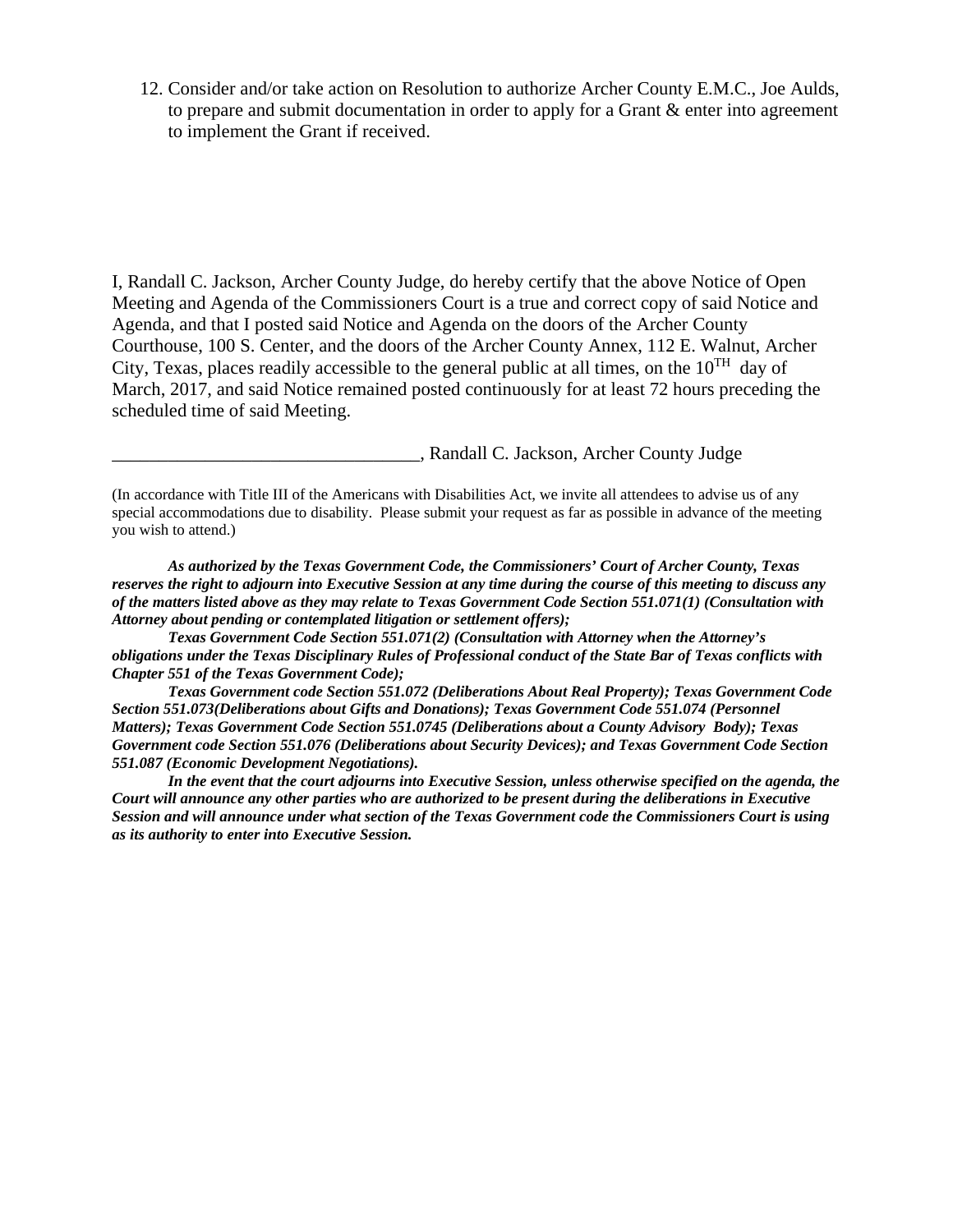12. Consider and/or take action on Resolution to authorize Archer County E.M.C., Joe Aulds, to prepare and submit documentation in order to apply for a Grant & enter into agreement to implement the Grant if received.

I, Randall C. Jackson, Archer County Judge, do hereby certify that the above Notice of Open Meeting and Agenda of the Commissioners Court is a true and correct copy of said Notice and Agenda, and that I posted said Notice and Agenda on the doors of the Archer County Courthouse, 100 S. Center, and the doors of the Archer County Annex, 112 E. Walnut, Archer City, Texas, places readily accessible to the general public at all times, on the 10$^{TH}$ day of March, 2017, and said Notice remained posted continuously for at least 72 hours preceding the scheduled time of said Meeting.

__________________________________, Randall C. Jackson, Archer County Judge

(In accordance with Title III of the Americans with Disabilities Act, we invite all attendees to advise us of any special accommodations due to disability. Please submit your request as far as possible in advance of the meeting you wish to attend.)

***As authorized by the Texas Government Code, the Commissioners' Court of Archer County, Texas reserves the right to adjourn into Executive Session at any time during the course of this meeting to discuss any of the matters listed above as they may relate to Texas Government Code Section 551.071(1) (Consultation with Attorney about pending or contemplated litigation or settlement offers);***

***Texas Government Code Section 551.071(2) (Consultation with Attorney when the Attorney's obligations under the Texas Disciplinary Rules of Professional conduct of the State Bar of Texas conflicts with Chapter 551 of the Texas Government Code);***

***Texas Government code Section 551.072 (Deliberations About Real Property); Texas Government Code Section 551.073(Deliberations about Gifts and Donations); Texas Government Code 551.074 (Personnel Matters); Texas Government Code Section 551.0745 (Deliberations about a County Advisory Body); Texas Government code Section 551.076 (Deliberations about Security Devices); and Texas Government Code Section 551.087 (Economic Development Negotiations).***

***In the event that the court adjourns into Executive Session, unless otherwise specified on the agenda, the Court will announce any other parties who are authorized to be present during the deliberations in Executive Session and will announce under what section of the Texas Government code the Commissioners Court is using as its authority to enter into Executive Session.***